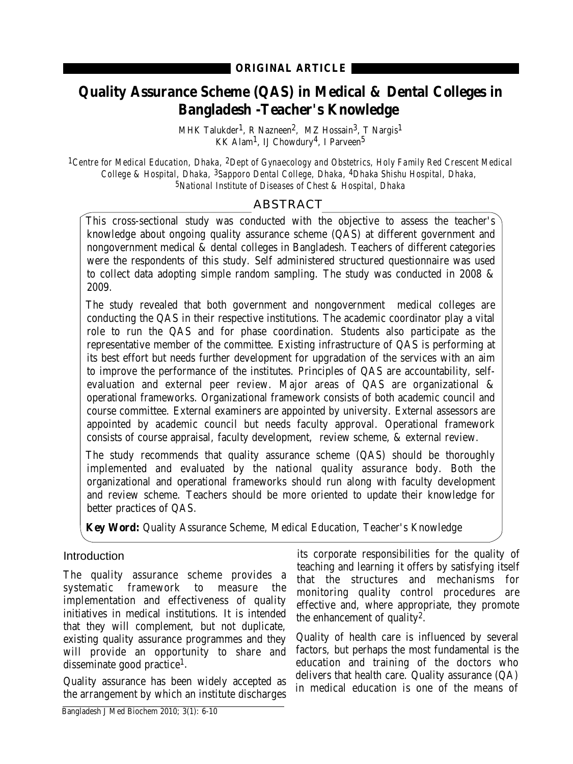**ORIGINAL ARTICLE**

# Quality Assurance Scheme (QAS) in Medical & Dental Colleges in Bangladesh -Teacher's Knowledge

MHK Talukder[1], R Nazneen[2], MZ Hossain[3], T Nargis[1]
KK Alam[1], IJ Chowdury[4], I Parveen[5]

*[1]Centre for Medical Education, Dhaka, [2]Dept of Gynaecology and Obstetrics, Holy Family Red Crescent Medical College & Hospital, Dhaka, [3]Sapporo Dental College, Dhaka, [4]Dhaka Shishu Hospital, Dhaka, [5]National Institute of Diseases of Chest & Hospital, Dhaka*

## ABSTRACT

This cross-sectional study was conducted with the objective to assess the teacher's knowledge about ongoing quality assurance scheme (QAS) at different government and nongovernment medical & dental colleges in Bangladesh. Teachers of different categories were the respondents of this study. Self administered structured questionnaire was used to collect data adopting simple random sampling. The study was conducted in 2008 & 2009.

The study revealed that both government and nongovernment medical colleges are conducting the QAS in their respective institutions. The academic coordinator play a vital role to run the QAS and for phase coordination. Students also participate as the representative member of the committee. Existing infrastructure of QAS is performing at its best effort but needs further development for upgradation of the services with an aim to improve the performance of the institutes. Principles of QAS are accountability, self-evaluation and external peer review. Major areas of QAS are organizational & operational frameworks. Organizational framework consists of both academic council and course committee. External examiners are appointed by university. External assessors are appointed by academic council but needs faculty approval. Operational framework consists of course appraisal, faculty development, review scheme, & external review.

The study recommends that quality assurance scheme (QAS) should be thoroughly implemented and evaluated by the national quality assurance body. Both the organizational and operational frameworks should run along with faculty development and review scheme. Teachers should be more oriented to update their knowledge for better practices of QAS.

**Key Word:** Quality Assurance Scheme, Medical Education, Teacher's Knowledge

## Introduction

The quality assurance scheme provides a systematic framework to measure the implementation and effectiveness of quality initiatives in medical institutions. It is intended that they will complement, but not duplicate, existing quality assurance programmes and they will provide an opportunity to share and disseminate good practice[1].

Quality assurance has been widely accepted as the arrangement by which an institute discharges its corporate responsibilities for the quality of teaching and learning it offers by satisfying itself that the structures and mechanisms for monitoring quality control procedures are effective and, where appropriate, they promote the enhancement of quality[2].

Quality of health care is influenced by several factors, but perhaps the most fundamental is the education and training of the doctors who delivers that health care. Quality assurance (QA) in medical education is one of the means of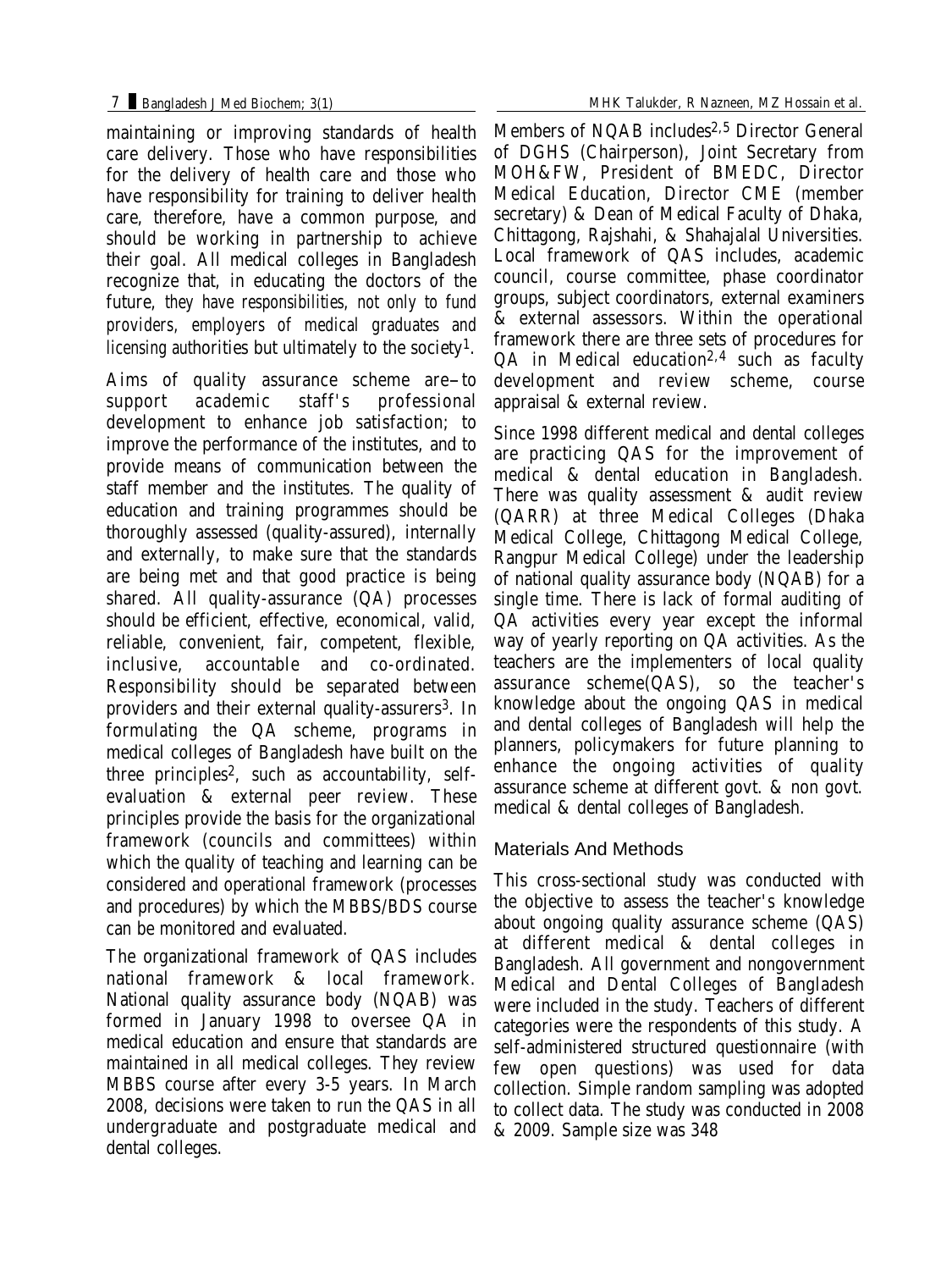maintaining or improving standards of health care delivery. Those who have responsibilities for the delivery of health care and those who have responsibility for training to deliver health care, therefore, have a common purpose, and should be working in partnership to achieve their goal. All medical colleges in Bangladesh recognize that, in educating the doctors of the future, they have responsibilities, not only to fund providers, employers of medical graduates and licensing authorities but ultimately to the society[1].

Aims of quality assurance scheme are–to support academic staff's professional development to enhance job satisfaction; to improve the performance of the institutes, and to provide means of communication between the staff member and the institutes. The quality of education and training programmes should be thoroughly assessed (quality-assured), internally and externally, to make sure that the standards are being met and that good practice is being shared. All quality-assurance (QA) processes should be efficient, effective, economical, valid, reliable, convenient, fair, competent, flexible, inclusive, accountable and co-ordinated. Responsibility should be separated between providers and their external quality-assurers[3]. In formulating the QA scheme, programs in medical colleges of Bangladesh have built on the three principles[2], such as accountability, self-evaluation & external peer review. These principles provide the basis for the organizational framework (councils and committees) within which the quality of teaching and learning can be considered and operational framework (processes and procedures) by which the MBBS/BDS course can be monitored and evaluated.

The organizational framework of QAS includes national framework & local framework. National quality assurance body (NQAB) was formed in January 1998 to oversee QA in medical education and ensure that standards are maintained in all medical colleges. They review MBBS course after every 3-5 years. In March 2008, decisions were taken to run the QAS in all undergraduate and postgraduate medical and dental colleges.

Members of NQAB includes[2,5] Director General of DGHS (Chairperson), Joint Secretary from MOH&FW, President of BMEDC, Director Medical Education, Director CME (member secretary) & Dean of Medical Faculty of Dhaka, Chittagong, Rajshahi, & Shahajalal Universities. Local framework of QAS includes, academic council, course committee, phase coordinator groups, subject coordinators, external examiners & external assessors. Within the operational framework there are three sets of procedures for QA in Medical education[2,4] such as faculty development and review scheme, course appraisal & external review.

Since 1998 different medical and dental colleges are practicing QAS for the improvement of medical & dental education in Bangladesh. There was quality assessment & audit review (QARR) at three Medical Colleges (Dhaka Medical College, Chittagong Medical College, Rangpur Medical College) under the leadership of national quality assurance body (NQAB) for a single time. There is lack of formal auditing of QA activities every year except the informal way of yearly reporting on QA activities. As the teachers are the implementers of local quality assurance scheme(QAS), so the teacher's knowledge about the ongoing QAS in medical and dental colleges of Bangladesh will help the planners, policymakers for future planning to enhance the ongoing activities of quality assurance scheme at different govt. & non govt. medical & dental colleges of Bangladesh.

## Materials And Methods

This cross-sectional study was conducted with the objective to assess the teacher's knowledge about ongoing quality assurance scheme (QAS) at different medical & dental colleges in Bangladesh. All government and nongovernment Medical and Dental Colleges of Bangladesh were included in the study. Teachers of different categories were the respondents of this study. A self-administered structured questionnaire (with few open questions) was used for data collection. Simple random sampling was adopted to collect data. The study was conducted in 2008 & 2009. Sample size was 348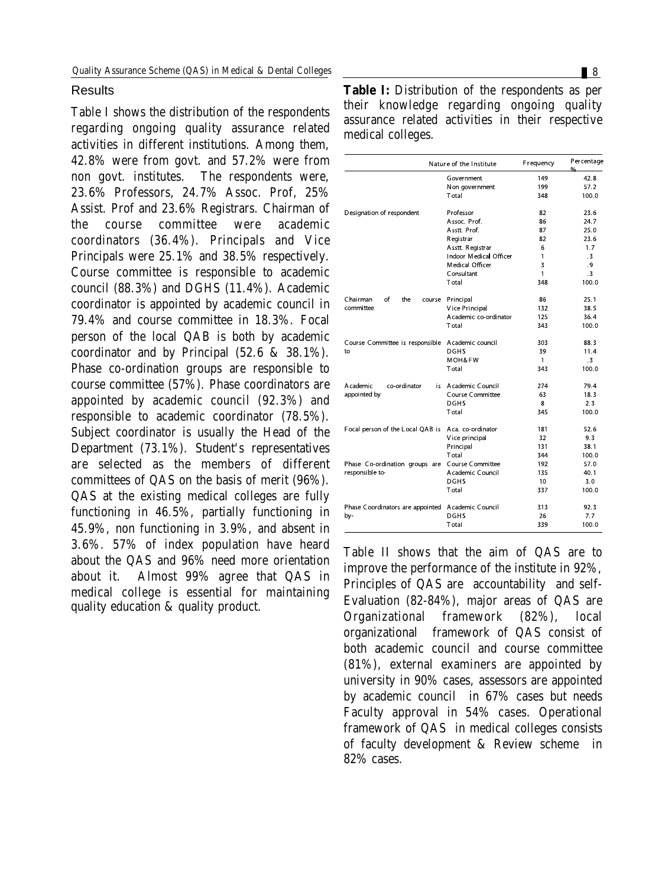## Results

Table I shows the distribution of the respondents regarding ongoing quality assurance related activities in different institutions. Among them, 42.8% were from govt. and 57.2% were from non govt. institutes. The respondents were, 23.6% Professors, 24.7% Assoc. Prof, 25% Assist. Prof and 23.6% Registrars. Chairman of the course committee were academic coordinators (36.4%). Principals and Vice Principals were 25.1% and 38.5% respectively. Course committee is responsible to academic council (88.3%) and DGHS (11.4%). Academic coordinator is appointed by academic council in 79.4% and course committee in 18.3%. Focal person of the local QAB is both by academic coordinator and by Principal (52.6 & 38.1%). Phase co-ordination groups are responsible to course committee (57%). Phase coordinators are appointed by academic council (92.3%) and responsible to academic coordinator (78.5%). Subject coordinator is usually the Head of the Department (73.1%). Student's representatives are selected as the members of different committees of QAS on the basis of merit (96%). QAS at the existing medical colleges are fully functioning in 46.5%, partially functioning in 45.9%, non functioning in 3.9%, and absent in 3.6%. 57% of index population have heard about the QAS and 96% need more orientation about it. Almost 99% agree that QAS in medical college is essential for maintaining quality education & quality product.

**Table I:** Distribution of the respondents as per their knowledge regarding ongoing quality assurance related activities in their respective medical colleges.

| | Nature of the Institute | Frequency | Percentage % |
|---|---|---|---|
| | Government | 149 | 42.8 |
| | Non government | 199 | 57.2 |
| | Total | 348 | 100.0 |
| Designation of respondent | Professor | 82 | 23.6 |
| | Assoc. Prof. | 86 | 24.7 |
| | Asstt. Prof. | 87 | 25.0 |
| | Registrar | 82 | 23.6 |
| | Asstt. Registrar | 6 | 1.7 |
| | Indoor Medical Officer | 1 | .3 |
| | Medical Officer | 3 | .9 |
| | Consultant | 1 | .3 |
| | Total | 348 | 100.0 |
| Chairman of the course committee | Principal | 86 | 25.1 |
| | Vice Principal | 132 | 38.5 |
| | Academic co-ordinator | 125 | 36.4 |
| | Total | 343 | 100.0 |
| Course Committee is responsible to | Academic council | 303 | 88.3 |
| | DGHS | 39 | 11.4 |
| | MOH&FW | 1 | .3 |
| | Total | 343 | 100.0 |
| Academic co-ordinator is appointed by | Academic Council | 274 | 79.4 |
| | Course Committee | 63 | 18.3 |
| | DGHS | 8 | 2.3 |
| | Total | 345 | 100.0 |
| Focal person of the Local QAB is | Aca. co-ordinator | 181 | 52.6 |
| | Vice principal | 32 | 9.3 |
| | Principal | 131 | 38.1 |
| | Total | 344 | 100.0 |
| Phase Co-ordination groups are responsible to- | Course Committee | 192 | 57.0 |
| | Academic Council | 135 | 40.1 |
| | DGHS | 10 | 3.0 |
| | Total | 337 | 100.0 |
| Phase Coordinators are appointed by- | Academic Council | 313 | 92.3 |
| | DGHS | 26 | 7.7 |
| | Total | 339 | 100.0 |

Table II shows that the aim of QAS are to improve the performance of the institute in 92%, Principles of QAS are accountability and self-Evaluation (82-84%), major areas of QAS are Organizational framework (82%), local organizational framework of QAS consist of both academic council and course committee (81%), external examiners are appointed by university in 90% cases, assessors are appointed by academic council in 67% cases but needs Faculty approval in 54% cases. Operational framework of QAS in medical colleges consists of faculty development & Review scheme in 82% cases.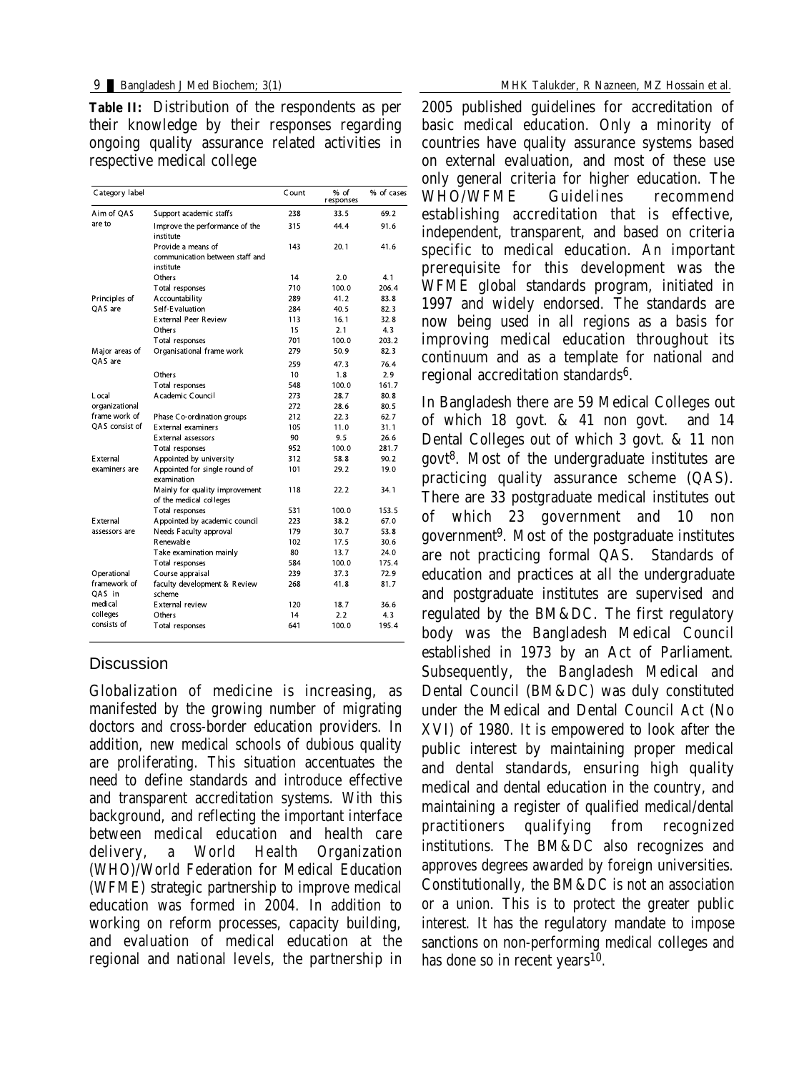**Table II:** Distribution of the respondents as per their knowledge by their responses regarding ongoing quality assurance related activities in respective medical college

| Category label | | Count | % of responses | % of cases |
|---|---|---|---|---|
| Aim of QAS are to | Support academic staffs | 238 | 33.5 | 69.2 |
| | Improve the performance of the institute | 315 | 44.4 | 91.6 |
| | Provide a means of communication between staff and institute | 143 | 20.1 | 41.6 |
| | Others | 14 | 2.0 | 4.1 |
| | Total responses | 710 | 100.0 | 206.4 |
| Principles of QAS are | Accountability | 289 | 41.2 | 83.8 |
| | Self-Evaluation | 284 | 40.5 | 82.3 |
| | External Peer Review | 113 | 16.1 | 32.8 |
| | Others | 15 | 2.1 | 4.3 |
| | Total responses | 701 | 100.0 | 203.2 |
| Major areas of QAS are | Organisational frame work | 279 | 50.9 | 82.3 |
| | | 259 | 47.3 | 76.4 |
| | Others | 10 | 1.8 | 2.9 |
| | Total responses | 548 | 100.0 | 161.7 |
| Local organizational frame work of QAS consist of | Academic Council | 273 | 28.7 | 80.8 |
| | | 272 | 28.6 | 80.5 |
| | Phase Co-ordination groups | 212 | 22.3 | 62.7 |
| | External examiners | 105 | 11.0 | 31.1 |
| | External assessors | 90 | 9.5 | 26.6 |
| | Total responses | 952 | 100.0 | 281.7 |
| External examiners are | Appointed by university | 312 | 58.8 | 90.2 |
| | Appointed for single round of examination | 101 | 29.2 | 19.0 |
| | Mainly for quality improvement of the medical colleges | 118 | 22.2 | 34.1 |
| | Total responses | 531 | 100.0 | 153.5 |
| External assessors are | Appointed by academic council | 223 | 38.2 | 67.0 |
| | Needs Faculty approval | 179 | 30.7 | 53.8 |
| | Renewable | 102 | 17.5 | 30.6 |
| | Take examination mainly | 80 | 13.7 | 24.0 |
| | Total responses | 584 | 100.0 | 175.4 |
| Operational framework of QAS in medical colleges consists of | Course appraisal | 239 | 37.3 | 72.9 |
| | faculty development & Review scheme | 268 | 41.8 | 81.7 |
| | External review | 120 | 18.7 | 36.6 |
| | Others | 14 | 2.2 | 4.3 |
| | Total responses | 641 | 100.0 | 195.4 |

## Discussion

Globalization of medicine is increasing, as manifested by the growing number of migrating doctors and cross-border education providers. In addition, new medical schools of dubious quality are proliferating. This situation accentuates the need to define standards and introduce effective and transparent accreditation systems. With this background, and reflecting the important interface between medical education and health care delivery, a World Health Organization (WHO)/World Federation for Medical Education (WFME) strategic partnership to improve medical education was formed in 2004. In addition to working on reform processes, capacity building, and evaluation of medical education at the regional and national levels, the partnership in 2005 published guidelines for accreditation of basic medical education. Only a minority of countries have quality assurance systems based on external evaluation, and most of these use only general criteria for higher education. The WHO/WFME Guidelines recommend establishing accreditation that is effective, independent, transparent, and based on criteria specific to medical education. An important prerequisite for this development was the WFME global standards program, initiated in 1997 and widely endorsed. The standards are now being used in all regions as a basis for improving medical education throughout its continuum and as a template for national and regional accreditation standards[6].

In Bangladesh there are 59 Medical Colleges out of which 18 govt. & 41 non govt. and 14 Dental Colleges out of which 3 govt. & 11 non govt[8]. Most of the undergraduate institutes are practicing quality assurance scheme (QAS). There are 33 postgraduate medical institutes out of which 23 government and 10 non government[9]. Most of the postgraduate institutes are not practicing formal QAS. Standards of education and practices at all the undergraduate and postgraduate institutes are supervised and regulated by the BM&DC. The first regulatory body was the Bangladesh Medical Council established in 1973 by an Act of Parliament. Subsequently, the Bangladesh Medical and Dental Council (BM&DC) was duly constituted under the Medical and Dental Council Act (No XVI) of 1980. It is empowered to look after the public interest by maintaining proper medical and dental standards, ensuring high quality medical and dental education in the country, and maintaining a register of qualified medical/dental practitioners qualifying from recognized institutions. The BM&DC also recognizes and approves degrees awarded by foreign universities. Constitutionally, the BM&DC is not an association or a union. This is to protect the greater public interest. It has the regulatory mandate to impose sanctions on non-performing medical colleges and has done so in recent years[10].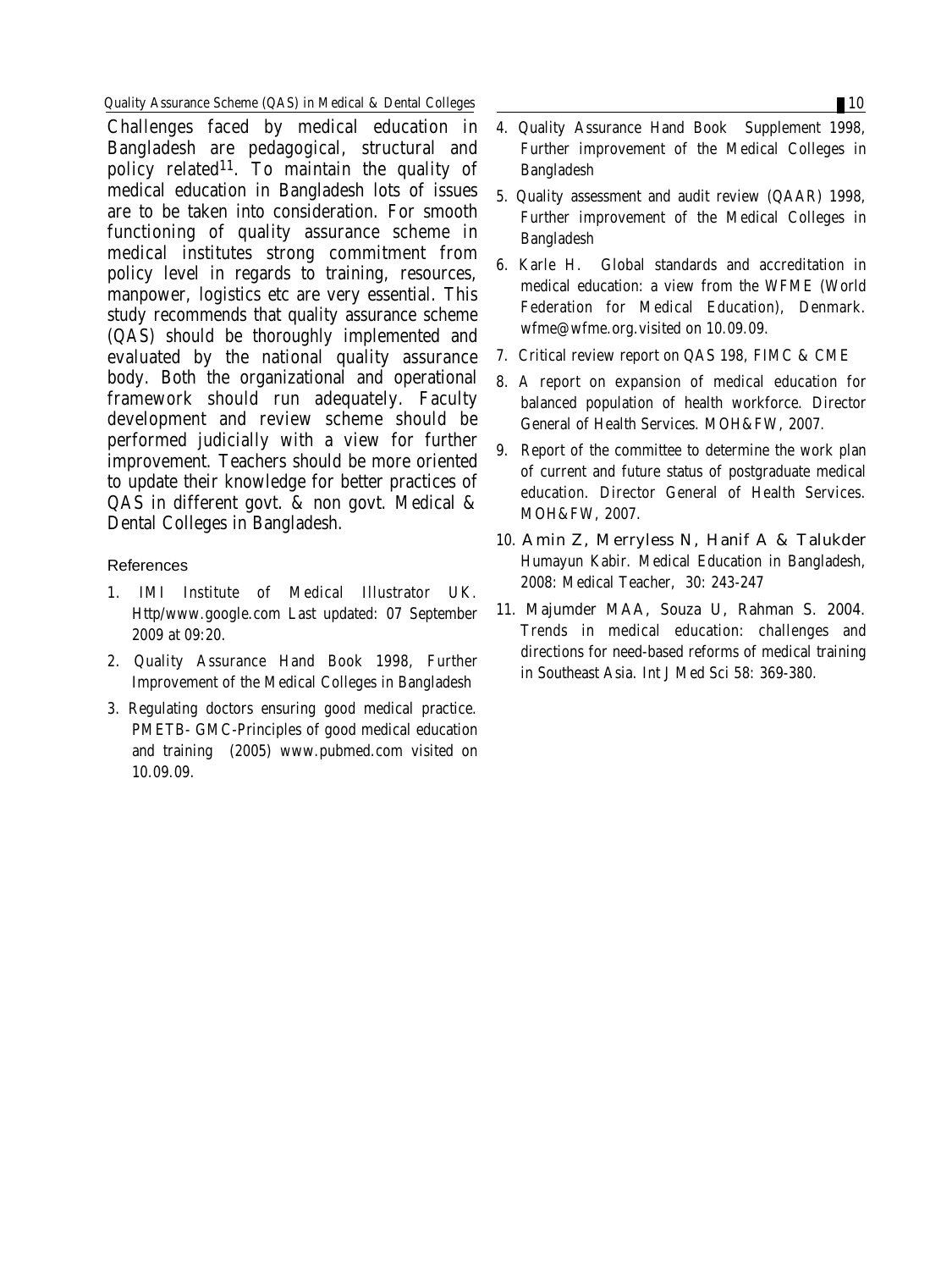Challenges faced by medical education in Bangladesh are pedagogical, structural and policy related[11]. To maintain the quality of medical education in Bangladesh lots of issues are to be taken into consideration. For smooth functioning of quality assurance scheme in medical institutes strong commitment from policy level in regards to training, resources, manpower, logistics etc are very essential. This study recommends that quality assurance scheme (QAS) should be thoroughly implemented and evaluated by the national quality assurance body. Both the organizational and operational framework should run adequately. Faculty development and review scheme should be performed judicially with a view for further improvement. Teachers should be more oriented to update their knowledge for better practices of QAS in different govt. & non govt. Medical & Dental Colleges in Bangladesh.

## References

1. IMI Institute of Medical Illustrator UK. Http/www.google.com Last updated: 07 September 2009 at 09:20.
2. Quality Assurance Hand Book 1998, Further Improvement of the Medical Colleges in Bangladesh
3. Regulating doctors ensuring good medical practice. PMETB- GMC-Principles of good medical education and training (2005) www.pubmed.com visited on 10.09.09.
4. Quality Assurance Hand Book Supplement 1998, Further improvement of the Medical Colleges in Bangladesh
5. Quality assessment and audit review (QAAR) 1998, Further improvement of the Medical Colleges in Bangladesh
6. Karle H. Global standards and accreditation in medical education: a view from the WFME (World Federation for Medical Education), Denmark. wfme@wfme.org.visited on 10.09.09.
7. Critical review report on QAS 198, FIMC & CME
8. A report on expansion of medical education for balanced population of health workforce. Director General of Health Services. MOH&FW, 2007.
9. Report of the committee to determine the work plan of current and future status of postgraduate medical education. Director General of Health Services. MOH&FW, 2007.
10. Amin Z, Merryless N, Hanif A & Talukder Humayun Kabir. Medical Education in Bangladesh, 2008: Medical Teacher, 30: 243-247
11. Majumder MAA, Souza U, Rahman S. 2004. Trends in medical education: challenges and directions for need-based reforms of medical training in Southeast Asia. Int J Med Sci 58: 369-380.